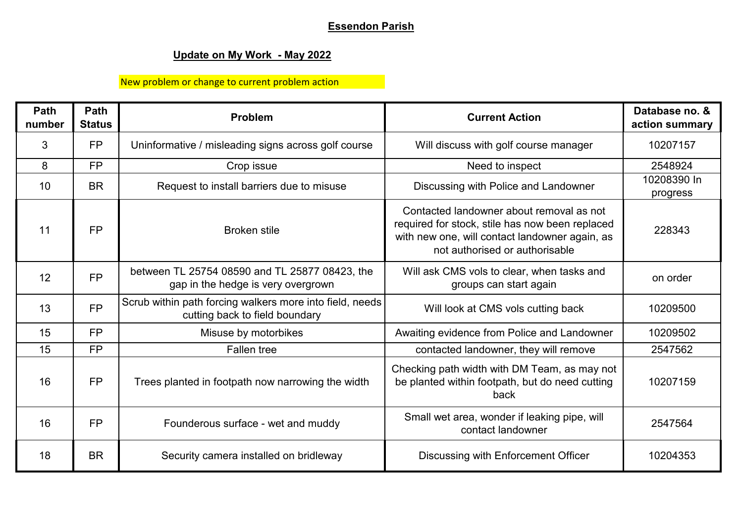**Essendon Parish**

**Update on My Work - May 2022**

New problem or change to current problem action

| Path number | Path Status | Problem | Current Action | Database no. & action summary |
|---|---|---|---|---|
| 3 | FP | Uninformative / misleading signs across golf course | Will discuss with golf course manager | 10207157 |
| 8 | FP | Crop issue | Need to inspect | 2548924 |
| 10 | BR | Request to install barriers due to misuse | Discussing with Police and Landowner | 10208390 In progress |
| 11 | FP | Broken stile | Contacted landowner about removal as not required for stock, stile has now been replaced with new one, will contact landowner again, as not authorised or authorisable | 228343 |
| 12 | FP | between TL 25754 08590 and TL 25877 08423, the gap in the hedge is very overgrown | Will ask CMS vols to clear, when tasks and groups can start again | on order |
| 13 | FP | Scrub within path forcing walkers more into field, needs cutting back to field boundary | Will look at CMS vols cutting back | 10209500 |
| 15 | FP | Misuse by motorbikes | Awaiting evidence from Police and Landowner | 10209502 |
| 15 | FP | Fallen tree | contacted landowner, they will remove | 2547562 |
| 16 | FP | Trees planted in footpath now narrowing the width | Checking path width with DM Team, as may not be planted within footpath, but do need cutting back | 10207159 |
| 16 | FP | Founderous surface - wet and muddy | Small wet area, wonder if leaking pipe, will contact landowner | 2547564 |
| 18 | BR | Security camera installed on bridleway | Discussing with Enforcement Officer | 10204353 |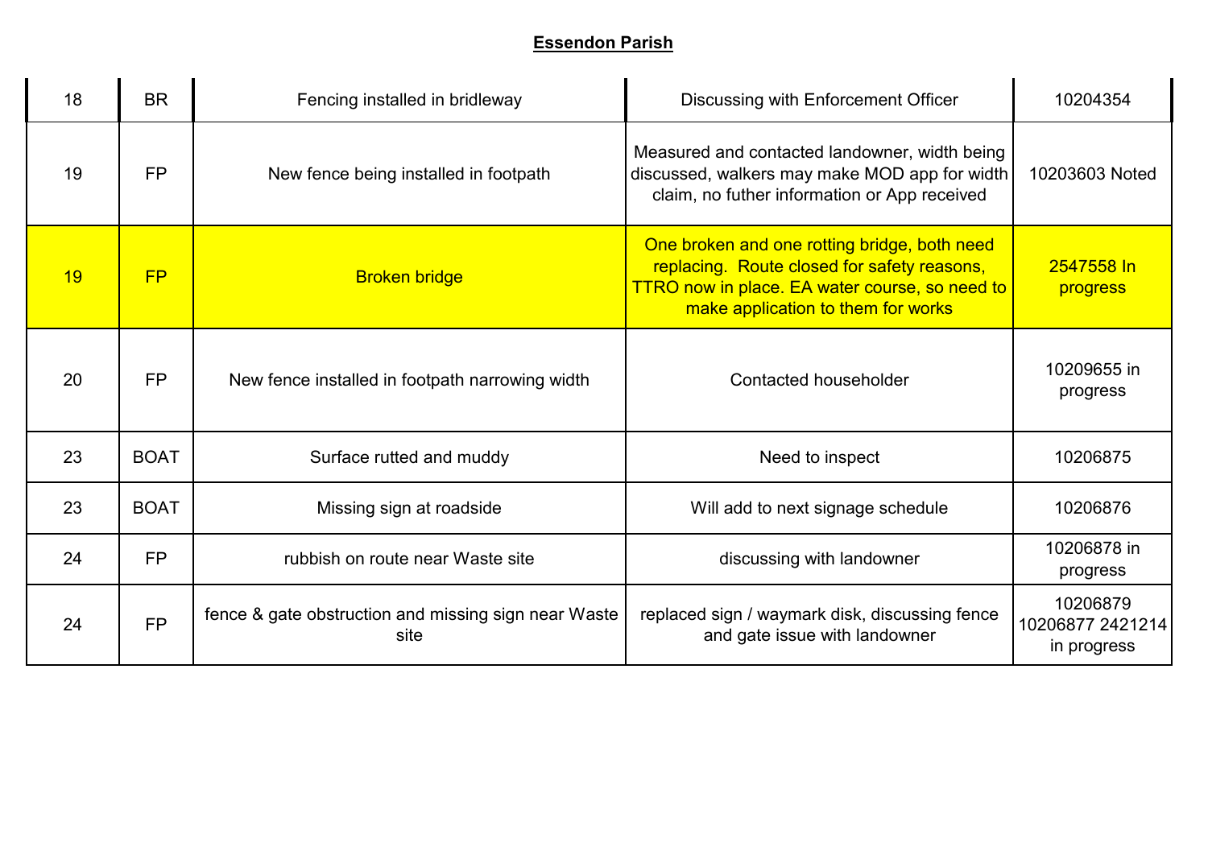**Essendon Parish**

| | | | | |
|---|---|---|---|---|
| 18 | BR | Fencing installed in bridleway | Discussing with Enforcement Officer | 10204354 |
| 19 | FP | New fence being installed in footpath | Measured and contacted landowner, width being discussed, walkers may make MOD app for width claim, no futher information or App received | 10203603 Noted |
| 19 | FP | Broken bridge | One broken and one rotting bridge, both need replacing. Route closed for safety reasons, TTRO now in place. EA water course, so need to make application to them for works | 2547558 In progress |
| 20 | FP | New fence installed in footpath narrowing width | Contacted householder | 10209655 in progress |
| 23 | BOAT | Surface rutted and muddy | Need to inspect | 10206875 |
| 23 | BOAT | Missing sign at roadside | Will add to next signage schedule | 10206876 |
| 24 | FP | rubbish on route near Waste site | discussing with landowner | 10206878 in progress |
| 24 | FP | fence & gate obstruction and missing sign near Waste site | replaced sign / waymark disk, discussing fence and gate issue with landowner | 10206879 10206877 2421214 in progress |